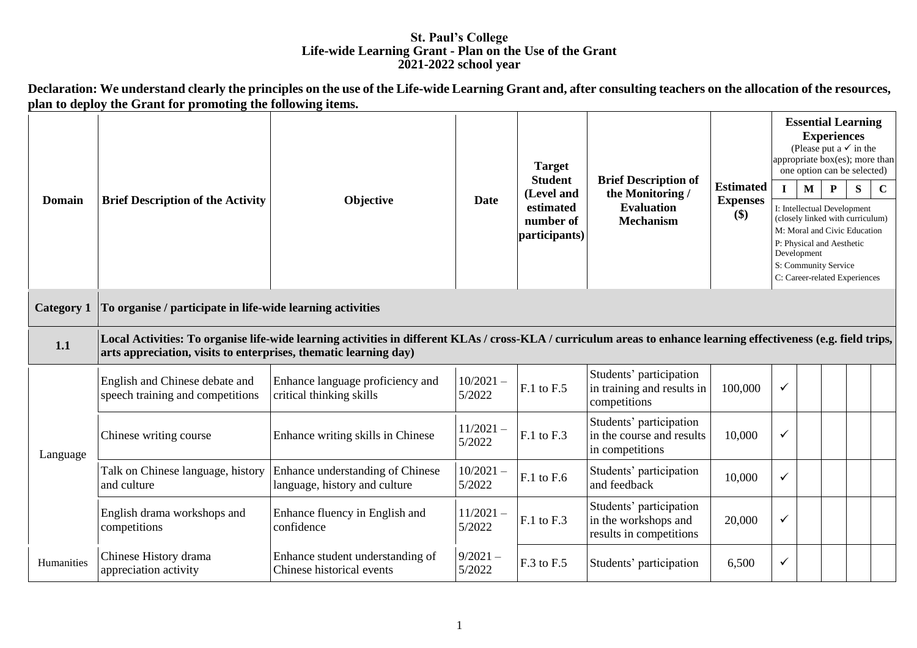# St. Paul's College
## Life-wide Learning Grant - Plan on the Use of the Grant
## 2021-2022 school year

**Declaration: We understand clearly the principles on the use of the Life-wide Learning Grant and, after consulting teachers on the allocation of the resources, plan to deploy the Grant for promoting the following items.**

| Domain | Brief Description of the Activity | Objective | Date | Target Student (Level and estimated number of participants) | Brief Description of the Monitoring / Evaluation Mechanism | Estimated Expenses ($) | Essential Learning Experiences (Please put a ✓ in the appropriate box(es); more than one option can be selected) | | | | |
|---|---|---|---|---|---|---|---|---|---|---|---|
| | | | | | | | I | M | P | S | C |
| | | | | | | | I: Intellectual Development (closely linked with curriculum) M: Moral and Civic Education P: Physical and Aesthetic Development S: Community Service C: Career-related Experiences | | | | |
| **Category 1** | **To organise / participate in life-wide learning activities** | | | | | | | | | | |
| **1.1** | **Local Activities: To organise life-wide learning activities in different KLAs / cross-KLA / curriculum areas to enhance learning effectiveness (e.g. field trips, arts appreciation, visits to enterprises, thematic learning day)** | | | | | | | | | | |
| Language | English and Chinese debate and speech training and competitions | Enhance language proficiency and critical thinking skills | 10/2021 – 5/2022 | F.1 to F.5 | Students' participation in training and results in competitions | 100,000 | ✓ | | | | |
| Language | Chinese writing course | Enhance writing skills in Chinese | 11/2021 – 5/2022 | F.1 to F.3 | Students' participation in the course and results in competitions | 10,000 | ✓ | | | | |
| Language | Talk on Chinese language, history and culture | Enhance understanding of Chinese language, history and culture | 10/2021 – 5/2022 | F.1 to F.6 | Students' participation and feedback | 10,000 | ✓ | | | | |
| Language | English drama workshops and competitions | Enhance fluency in English and confidence | 11/2021 – 5/2022 | F.1 to F.3 | Students' participation in the workshops and results in competitions | 20,000 | ✓ | | | | |
| Humanities | Chinese History drama appreciation activity | Enhance student understanding of Chinese historical events | 9/2021 – 5/2022 | F.3 to F.5 | Students' participation | 6,500 | ✓ | | | | |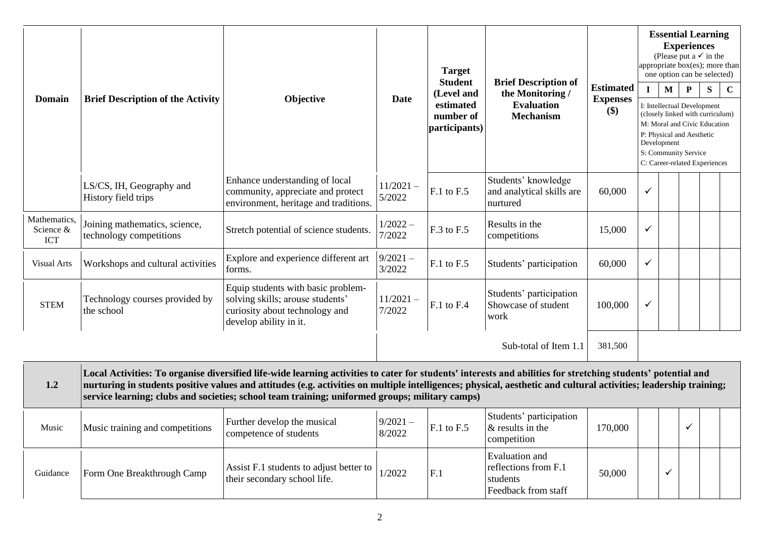| Domain | Brief Description of the Activity | Objective | Date | Target Student (Level and estimated number of participants) | Brief Description of the Monitoring / Evaluation Mechanism | Estimated Expenses ($) | Essential Learning Experiences (Please put a ✓ in the appropriate box(es); more than one option can be selected) | | | | |
|---|---|---|---|---|---|---|---|---|---|---|---|
| | | | | | | | I | M | P | S | C |
| | | | | | | | I: Intellectual Development (closely linked with curriculum) M: Moral and Civic Education P: Physical and Aesthetic Development S: Community Service C: Career-related Experiences | | | | |
| | LS/CS, IH, Geography and History field trips | Enhance understanding of local community, appreciate and protect environment, heritage and traditions. | 11/2021 – 5/2022 | F.1 to F.5 | Students' knowledge and analytical skills are nurtured | 60,000 | ✓ | | | | |
| Mathematics, Science & ICT | Joining mathematics, science, technology competitions | Stretch potential of science students. | 1/2022 – 7/2022 | F.3 to F.5 | Results in the competitions | 15,000 | ✓ | | | | |
| Visual Arts | Workshops and cultural activities | Explore and experience different art forms. | 9/2021 – 3/2022 | F.1 to F.5 | Students' participation | 60,000 | ✓ | | | | |
| STEM | Technology courses provided by the school | Equip students with basic problem-solving skills; arouse students' curiosity about technology and develop ability in it. | 11/2021 – 7/2022 | F.1 to F.4 | Students' participation Showcase of student work | 100,000 | ✓ | | | | |
| | | | | | Sub-total of Item 1.1 | 381,500 | | | | | |
| **1.2** | **Local Activities: To organise diversified life-wide learning activities to cater for students' interests and abilities for stretching students' potential and nurturing in students positive values and attitudes (e.g. activities on multiple intelligences; physical, aesthetic and cultural activities; leadership training; service learning; clubs and societies; school team training; uniformed groups; military camps)** | | | | | | | | | | |
| Music | Music training and competitions | Further develop the musical competence of students | 9/2021 – 8/2022 | F.1 to F.5 | Students' participation & results in the competition | 170,000 | | | ✓ | | |
| Guidance | Form One Breakthrough Camp | Assist F.1 students to adjust better to their secondary school life. | 1/2022 | F.1 | Evaluation and reflections from F.1 students Feedback from staff | 50,000 | | ✓ | | | |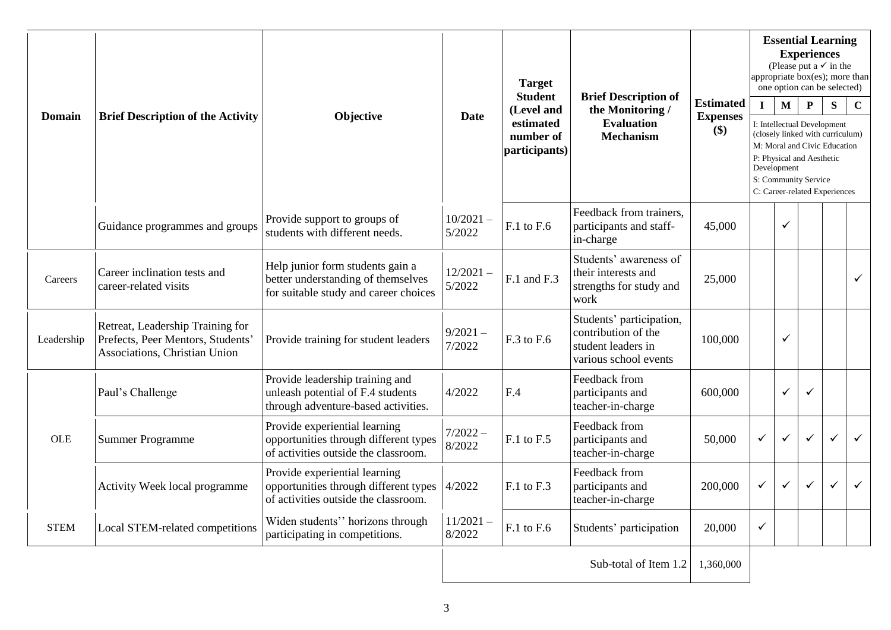| Domain | Brief Description of the Activity | Objective | Date | Target Student (Level and estimated number of participants) | Brief Description of the Monitoring / Evaluation Mechanism | Estimated Expenses ($) | Essential Learning Experiences (Please put a ✓ in the appropriate box(es); more than one option can be selected) | | | | |
|---|---|---|---|---|---|---|---|---|---|---|---|
| | | | | | | | I | M | P | S | C |
| | | | | | | | I: Intellectual Development (closely linked with curriculum) M: Moral and Civic Education P: Physical and Aesthetic Development S: Community Service C: Career-related Experiences | | | | |
| | Guidance programmes and groups | Provide support to groups of students with different needs. | 10/2021 – 5/2022 | F.1 to F.6 | Feedback from trainers, participants and staff-in-charge | 45,000 | | ✓ | | | |
| Careers | Career inclination tests and career-related visits | Help junior form students gain a better understanding of themselves for suitable study and career choices | 12/2021 – 5/2022 | F.1 and F.3 | Students' awareness of their interests and strengths for study and work | 25,000 | | | | | ✓ |
| Leadership | Retreat, Leadership Training for Prefects, Peer Mentors, Students' Associations, Christian Union | Provide training for student leaders | 9/2021 – 7/2022 | F.3 to F.6 | Students' participation, contribution of the student leaders in various school events | 100,000 | | ✓ | | | |
| OLE | Paul's Challenge | Provide leadership training and unleash potential of F.4 students through adventure-based activities. | 4/2022 | F.4 | Feedback from participants and teacher-in-charge | 600,000 | | ✓ | ✓ | | |
| | Summer Programme | Provide experiential learning opportunities through different types of activities outside the classroom. | 7/2022 – 8/2022 | F.1 to F.5 | Feedback from participants and teacher-in-charge | 50,000 | ✓ | ✓ | ✓ | ✓ | ✓ |
| | Activity Week local programme | Provide experiential learning opportunities through different types of activities outside the classroom. | 4/2022 | F.1 to F.3 | Feedback from participants and teacher-in-charge | 200,000 | ✓ | ✓ | ✓ | ✓ | ✓ |
| STEM | Local STEM-related competitions | Widen students'' horizons through participating in competitions. | 11/2021 – 8/2022 | F.1 to F.6 | Students' participation | 20,000 | ✓ | | | | |
| | | | | | Sub-total of Item 1.2 | 1,360,000 | | | | | |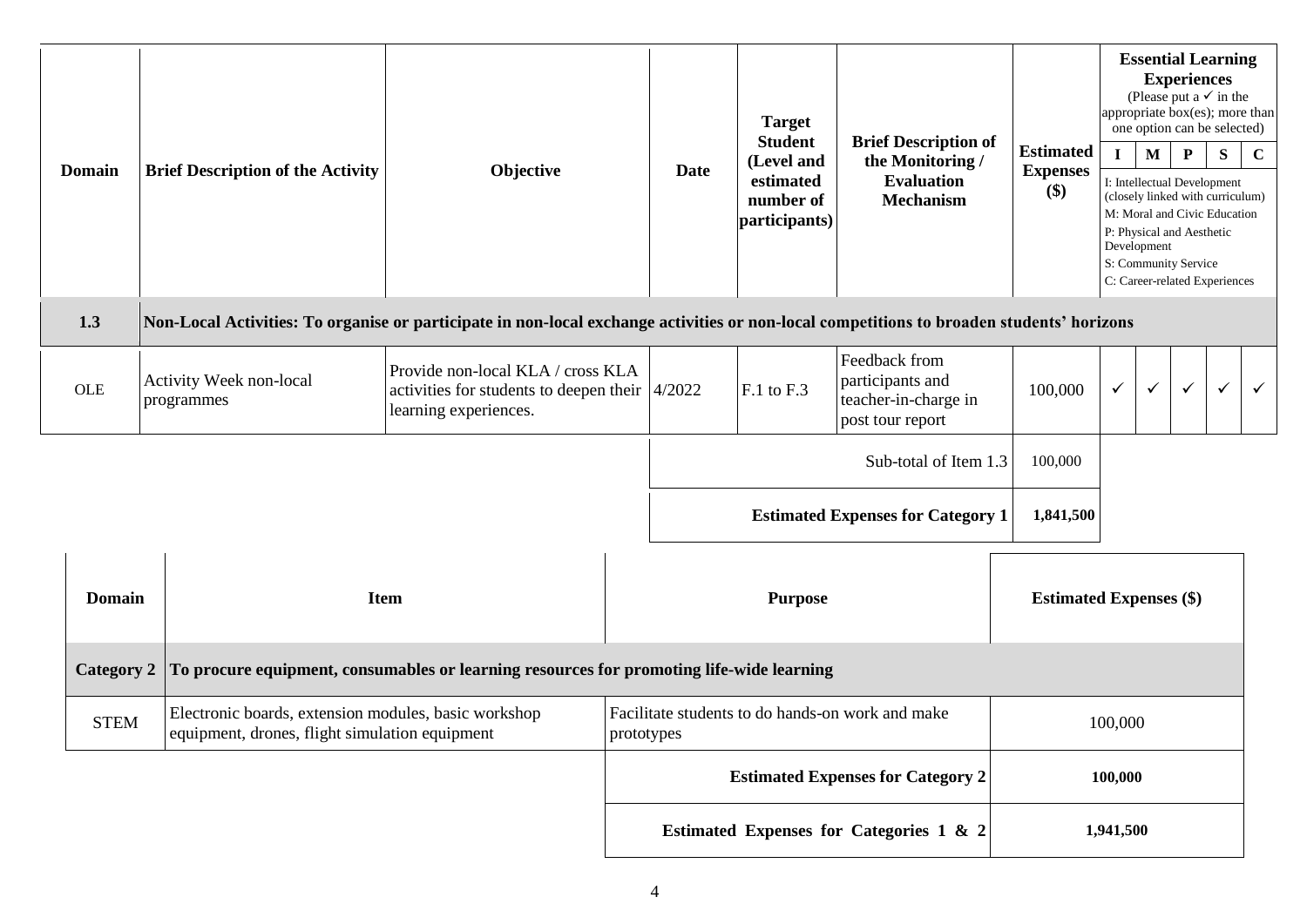| Domain | Brief Description of the Activity | Objective | Date | Target Student (Level and estimated number of participants) | Brief Description of the Monitoring / Evaluation Mechanism | Estimated Expenses ($) | Essential Learning Experiences (Please put a ✓ in the appropriate box(es); more than one option can be selected) | | | | |
|---|---|---|---|---|---|---|---|---|---|---|---|
| | | | | | | | I | M | P | S | C |
| | | | | | | | I: Intellectual Development (closely linked with curriculum)<br>M: Moral and Civic Education<br>P: Physical and Aesthetic Development<br>S: Community Service<br>C: Career-related Experiences | | | | |
| **1.3** | **Non-Local Activities: To organise or participate in non-local exchange activities or non-local competitions to broaden students' horizons** | | | | | | | | | | |
| OLE | Activity Week non-local programmes | Provide non-local KLA / cross KLA activities for students to deepen their learning experiences. | 4/2022 | F.1 to F.3 | Feedback from participants and teacher-in-charge in post tour report | 100,000 | ✓ | ✓ | ✓ | ✓ | ✓ |
| | | | | | Sub-total of Item 1.3 | 100,000 | | | | | |
| | | | | | **Estimated Expenses for Category 1** | **1,841,500** | | | | | |

| Domain | Item | Purpose | Estimated Expenses ($) |
|---|---|---|---|
| **Category 2** | **To procure equipment, consumables or learning resources for promoting life-wide learning** | | |
| STEM | Electronic boards, extension modules, basic workshop equipment, drones, flight simulation equipment | Facilitate students to do hands-on work and make prototypes | 100,000 |
| | | **Estimated Expenses for Category 2** | **100,000** |
| | | **Estimated Expenses for Categories 1 & 2** | **1,941,500** |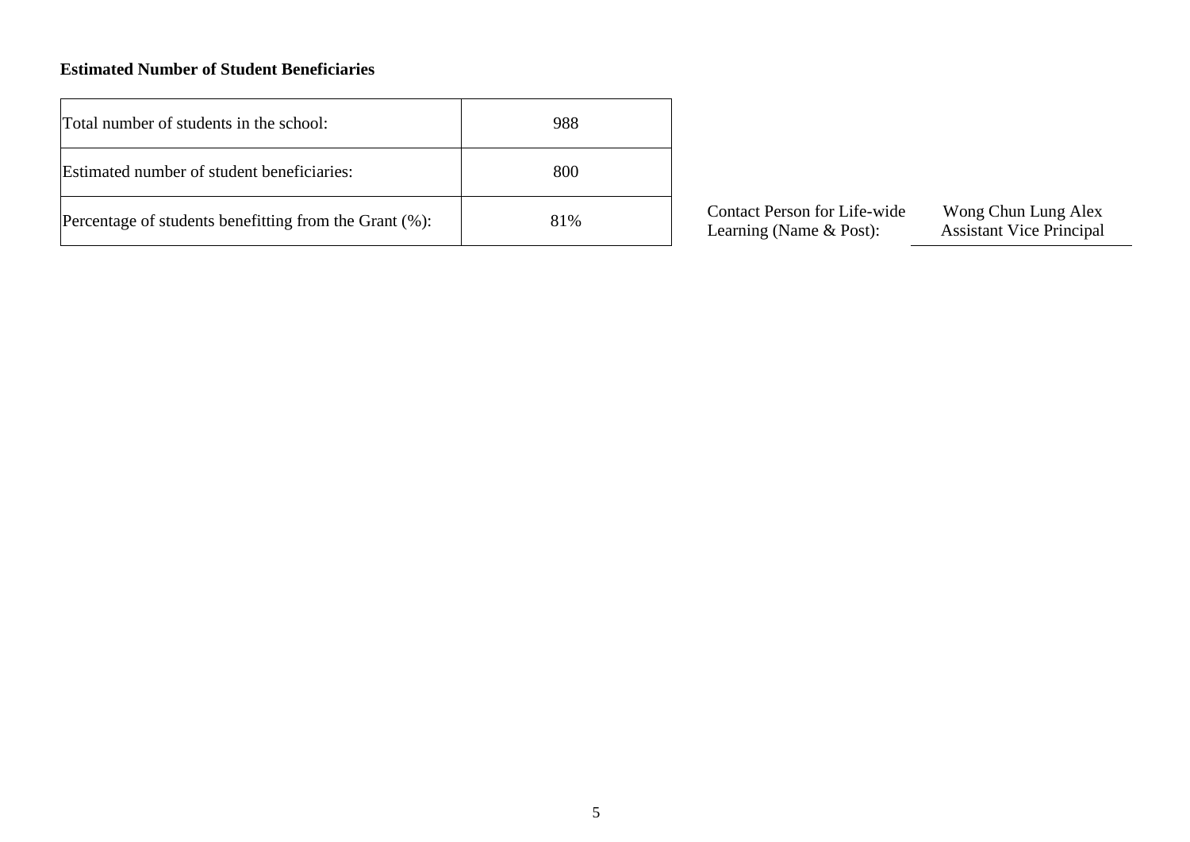**Estimated Number of Student Beneficiaries**

| | |
|---|---|
| Total number of students in the school: | 988 |
| Estimated number of student beneficiaries: | 800 |
| Percentage of students benefitting from the Grant (%): | 81% |

Contact Person for Life-wide Learning (Name & Post): Wong Chun Lung Alex
Assistant Vice Principal